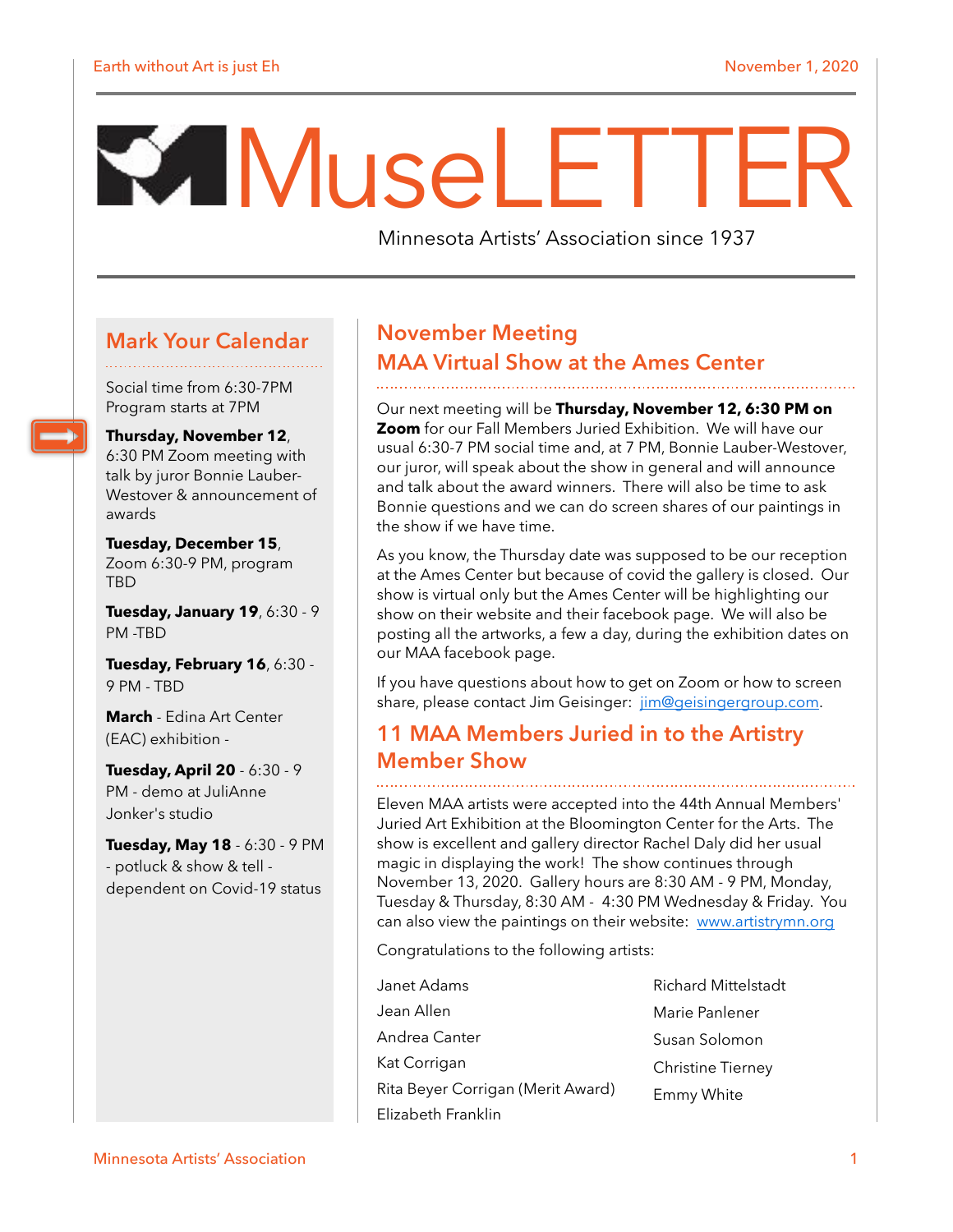# MuseLETTER

Minnesota Artists' Association since 1937

Earth without Art is just Eh

November 1, 2020

## Mark Your Calendar

Social time from 6:30-7PM
Program starts at 7PM

**Thursday, November 12**, 6:30 PM Zoom meeting with talk by juror Bonnie Lauber-Westover & announcement of awards

**Tuesday, December 15**, Zoom 6:30-9 PM, program TBD

**Tuesday, January 19**, 6:30 - 9 PM -TBD

**Tuesday, February 16**, 6:30 - 9 PM - TBD

**March** - Edina Art Center (EAC) exhibition -

**Tuesday, April 20** - 6:30 - 9 PM - demo at JuliAnne Jonker's studio

**Tuesday, May 18** - 6:30 - 9 PM - potluck & show & tell - dependent on Covid-19 status

## November Meeting
## MAA Virtual Show at the Ames Center

Our next meeting will be **Thursday, November 12, 6:30 PM on Zoom** for our Fall Members Juried Exhibition. We will have our usual 6:30-7 PM social time and, at 7 PM, Bonnie Lauber-Westover, our juror, will speak about the show in general and will announce and talk about the award winners. There will also be time to ask Bonnie questions and we can do screen shares of our paintings in the show if we have time.

As you know, the Thursday date was supposed to be our reception at the Ames Center but because of covid the gallery is closed. Our show is virtual only but the Ames Center will be highlighting our show on their website and their facebook page. We will also be posting all the artworks, a few a day, during the exhibition dates on our MAA facebook page.

If you have questions about how to get on Zoom or how to screen share, please contact Jim Geisinger: jim@geisingergroup.com.

## 11 MAA Members Juried in to the Artistry Member Show

Eleven MAA artists were accepted into the 44th Annual Members' Juried Art Exhibition at the Bloomington Center for the Arts. The show is excellent and gallery director Rachel Daly did her usual magic in displaying the work! The show continues through November 13, 2020. Gallery hours are 8:30 AM - 9 PM, Monday, Tuesday & Thursday, 8:30 AM - 4:30 PM Wednesday & Friday. You can also view the paintings on their website: www.artistrymn.org

Congratulations to the following artists:

Janet Adams
Jean Allen
Andrea Canter
Kat Corrigan
Rita Beyer Corrigan (Merit Award)
Elizabeth Franklin
Richard Mittelstadt
Marie Panlener
Susan Solomon
Christine Tierney
Emmy White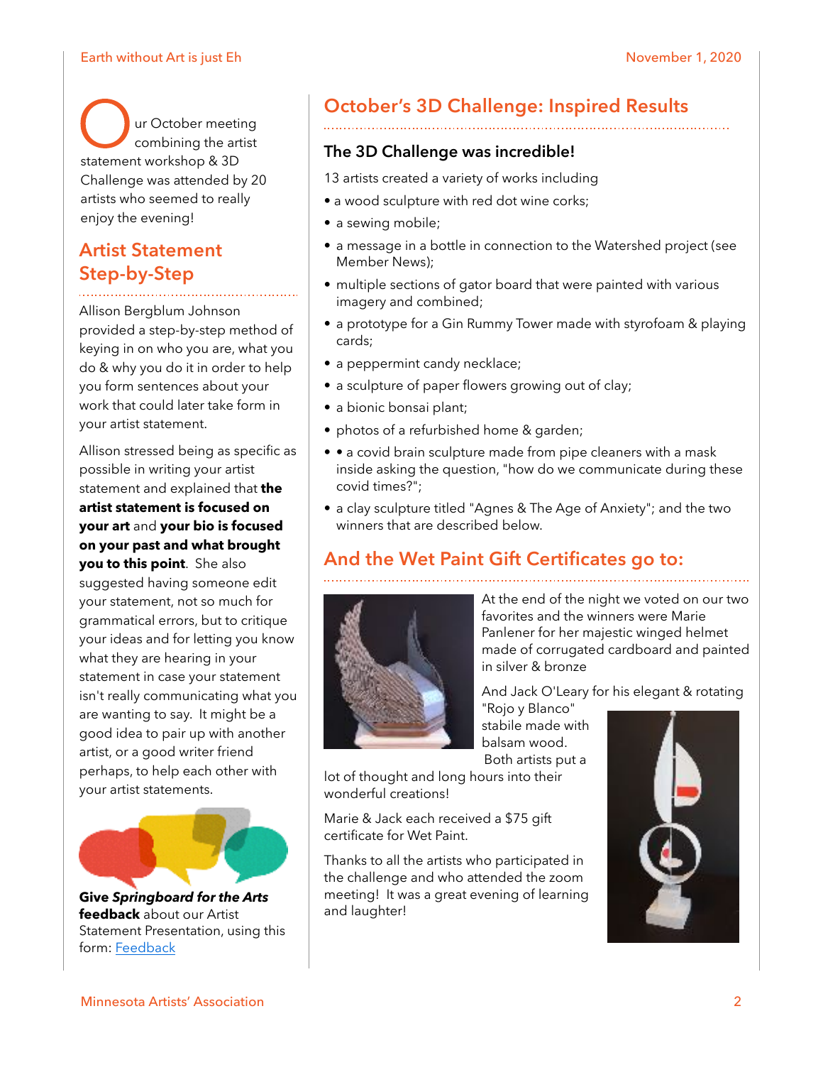Our October meeting combining the artist statement workshop & 3D Challenge was attended by 20 artists who seemed to really enjoy the evening!

## Artist Statement Step-by-Step

Allison Bergblum Johnson provided a step-by-step method of keying in on who you are, what you do & why you do it in order to help you form sentences about your work that could later take form in your artist statement.

Allison stressed being as specific as possible in writing your artist statement and explained that **the artist statement is focused on your art** and **your bio is focused on your past and what brought you to this point**. She also suggested having someone edit your statement, not so much for grammatical errors, but to critique your ideas and for letting you know what they are hearing in your statement in case your statement isn't really communicating what you are wanting to say. It might be a good idea to pair up with another artist, or a good writer friend perhaps, to help each other with your artist statements.

**Give *Springboard for the Arts* feedback** about our Artist Statement Presentation, using this form: [Feedback]

## October's 3D Challenge: Inspired Results

### The 3D Challenge was incredible!

13 artists created a variety of works including

- a wood sculpture with red dot wine corks;
- a sewing mobile;
- a message in a bottle in connection to the Watershed project (see Member News);
- multiple sections of gator board that were painted with various imagery and combined;
- a prototype for a Gin Rummy Tower made with styrofoam & playing cards;
- a peppermint candy necklace;
- a sculpture of paper flowers growing out of clay;
- a bionic bonsai plant;
- photos of a refurbished home & garden;
- • a covid brain sculpture made from pipe cleaners with a mask inside asking the question, "how do we communicate during these covid times?";
- a clay sculpture titled "Agnes & The Age of Anxiety"; and the two winners that are described below.

## And the Wet Paint Gift Certificates go to:

At the end of the night we voted on our two favorites and the winners were Marie Panlener for her majestic winged helmet made of corrugated cardboard and painted in silver & bronze

And Jack O'Leary for his elegant & rotating "Rojo y Blanco" stabile made with balsam wood. Both artists put a lot of thought and long hours into their wonderful creations!

Marie & Jack each received a $75 gift certificate for Wet Paint.

Thanks to all the artists who participated in the challenge and who attended the zoom meeting! It was a great evening of learning and laughter!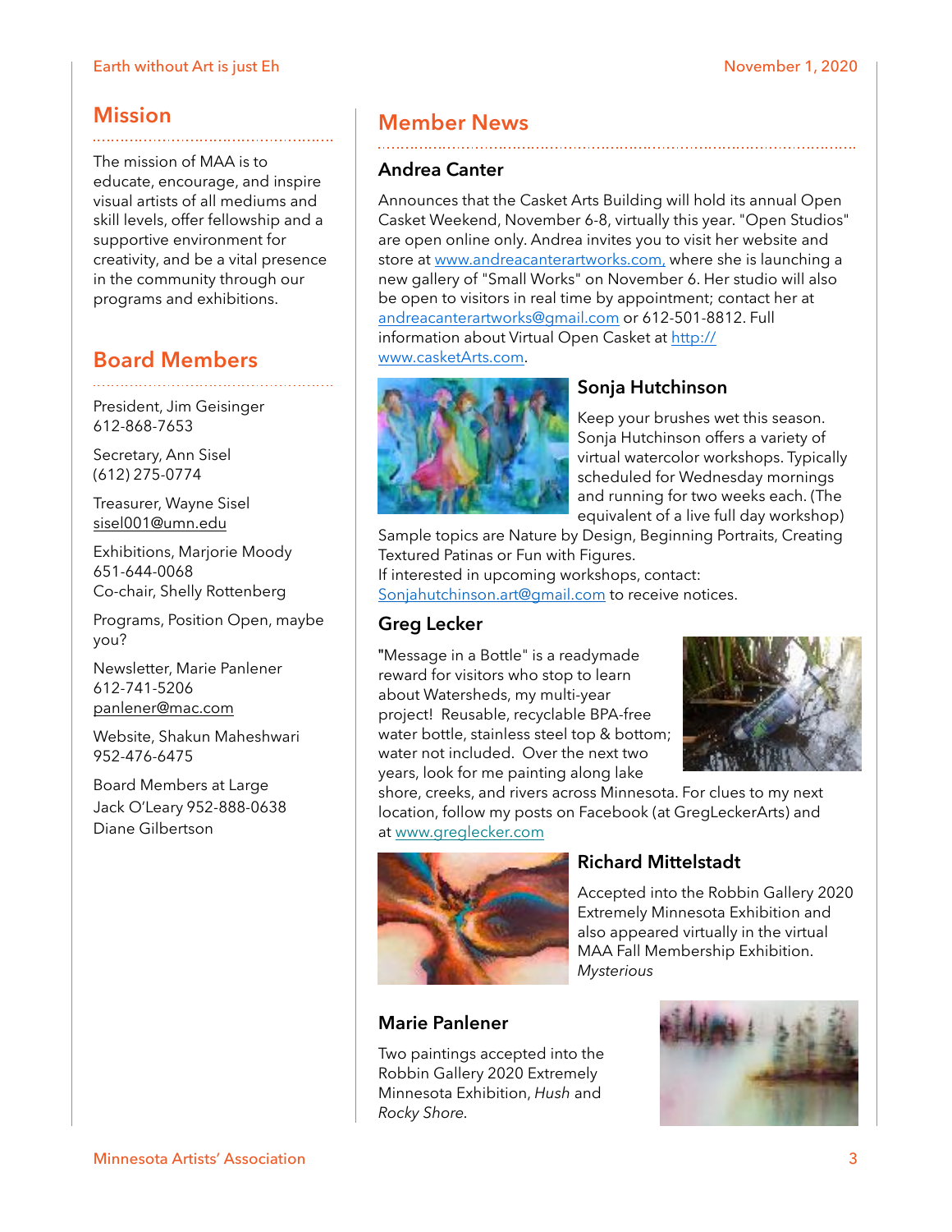## Mission

The mission of MAA is to educate, encourage, and inspire visual artists of all mediums and skill levels, offer fellowship and a supportive environment for creativity, and be a vital presence in the community through our programs and exhibitions.

## Board Members

President, Jim Geisinger
612-868-7653

Secretary, Ann Sisel
(612) 275-0774

Treasurer, Wayne Sisel
sisel001@umn.edu

Exhibitions, Marjorie Moody
651-644-0068
Co-chair, Shelly Rottenberg

Programs, Position Open, maybe you?

Newsletter, Marie Panlener
612-741-5206
panlener@mac.com

Website, Shakun Maheshwari
952-476-6475

Board Members at Large
Jack O'Leary 952-888-0638
Diane Gilbertson

## Member News

### Andrea Canter

Announces that the Casket Arts Building will hold its annual Open Casket Weekend, November 6-8, virtually this year. "Open Studios" are open online only. Andrea invites you to visit her website and store at www.andreacanterartworks.com, where she is launching a new gallery of "Small Works" on November 6. Her studio will also be open to visitors in real time by appointment; contact her at andreacanterartworks@gmail.com or 612-501-8812. Full information about Virtual Open Casket at http://www.casketArts.com.

### Sonja Hutchinson

Keep your brushes wet this season. Sonja Hutchinson offers a variety of virtual watercolor workshops. Typically scheduled for Wednesday mornings and running for two weeks each. (The equivalent of a live full day workshop)
Sample topics are Nature by Design, Beginning Portraits, Creating Textured Patinas or Fun with Figures.
If interested in upcoming workshops, contact: Sonjahutchinson.art@gmail.com to receive notices.

### Greg Lecker

"Message in a Bottle" is a readymade reward for visitors who stop to learn about Watersheds, my multi-year project! Reusable, recyclable BPA-free water bottle, stainless steel top & bottom; water not included. Over the next two years, look for me painting along lake shore, creeks, and rivers across Minnesota. For clues to my next location, follow my posts on Facebook (at GregLeckerArts) and at www.greglecker.com

### Richard Mittelstadt

Accepted into the Robbin Gallery 2020 Extremely Minnesota Exhibition and also appeared virtually in the virtual MAA Fall Membership Exhibition. *Mysterious*

### Marie Panlener

Two paintings accepted into the Robbin Gallery 2020 Extremely Minnesota Exhibition, *Hush* and *Rocky Shore*.